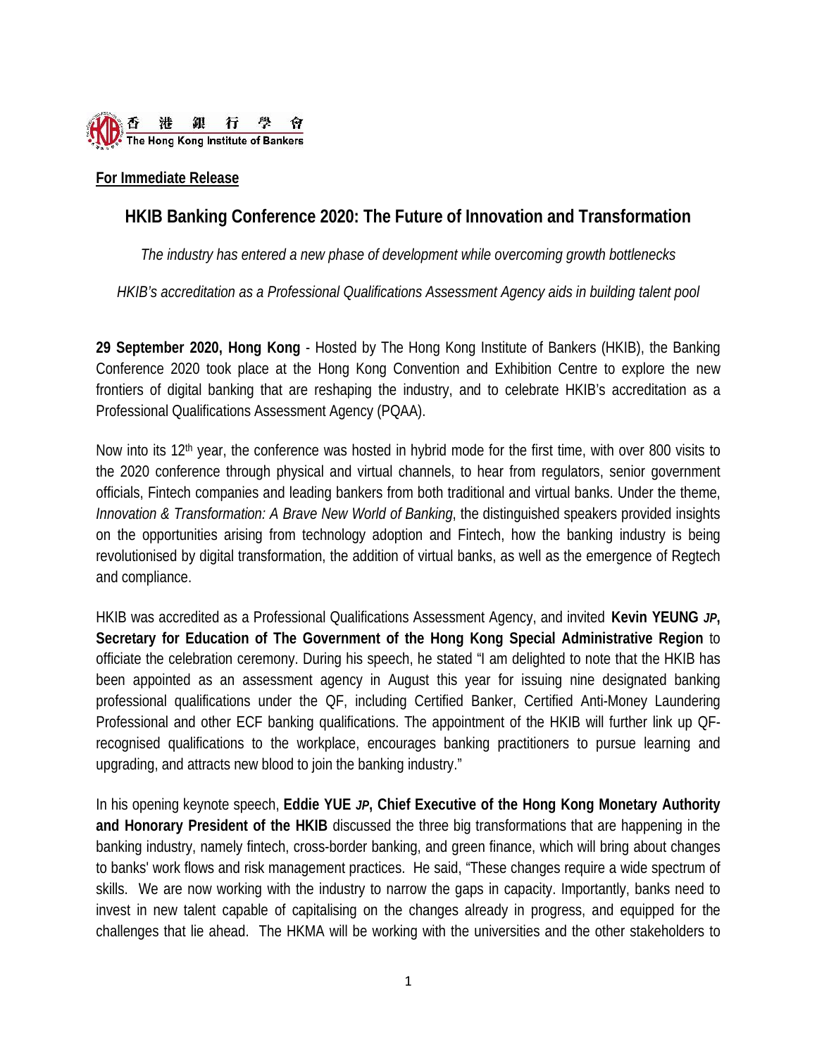香港銀行學會
The Hong Kong Institute of Bankers

**For Immediate Release**

## HKIB Banking Conference 2020: The Future of Innovation and Transformation

*The industry has entered a new phase of development while overcoming growth bottlenecks*

*HKIB's accreditation as a Professional Qualifications Assessment Agency aids in building talent pool*

**29 September 2020, Hong Kong** - Hosted by The Hong Kong Institute of Bankers (HKIB), the Banking Conference 2020 took place at the Hong Kong Convention and Exhibition Centre to explore the new frontiers of digital banking that are reshaping the industry, and to celebrate HKIB's accreditation as a Professional Qualifications Assessment Agency (PQAA).

Now into its 12th year, the conference was hosted in hybrid mode for the first time, with over 800 visits to the 2020 conference through physical and virtual channels, to hear from regulators, senior government officials, Fintech companies and leading bankers from both traditional and virtual banks. Under the theme, *Innovation & Transformation: A Brave New World of Banking*, the distinguished speakers provided insights on the opportunities arising from technology adoption and Fintech, how the banking industry is being revolutionised by digital transformation, the addition of virtual banks, as well as the emergence of Regtech and compliance.

HKIB was accredited as a Professional Qualifications Assessment Agency, and invited **Kevin YEUNG *JP*, Secretary for Education of The Government of the Hong Kong Special Administrative Region** to officiate the celebration ceremony. During his speech, he stated "I am delighted to note that the HKIB has been appointed as an assessment agency in August this year for issuing nine designated banking professional qualifications under the QF, including Certified Banker, Certified Anti-Money Laundering Professional and other ECF banking qualifications. The appointment of the HKIB will further link up QF-recognised qualifications to the workplace, encourages banking practitioners to pursue learning and upgrading, and attracts new blood to join the banking industry."

In his opening keynote speech, **Eddie YUE *JP*, Chief Executive of the Hong Kong Monetary Authority and Honorary President of the HKIB** discussed the three big transformations that are happening in the banking industry, namely fintech, cross-border banking, and green finance, which will bring about changes to banks' work flows and risk management practices. He said, "These changes require a wide spectrum of skills. We are now working with the industry to narrow the gaps in capacity. Importantly, banks need to invest in new talent capable of capitalising on the changes already in progress, and equipped for the challenges that lie ahead. The HKMA will be working with the universities and the other stakeholders to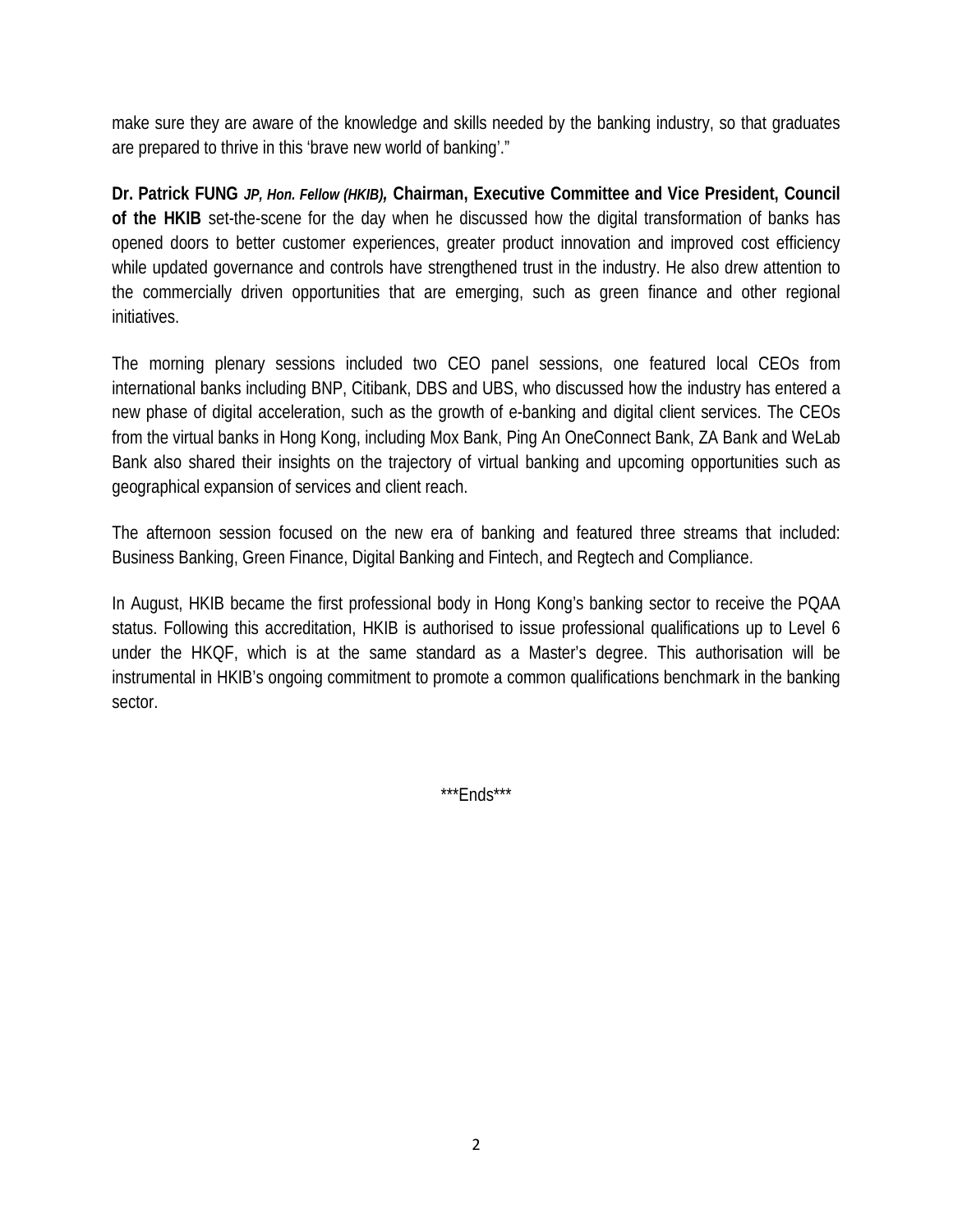make sure they are aware of the knowledge and skills needed by the banking industry, so that graduates are prepared to thrive in this 'brave new world of banking'."

**Dr. Patrick FUNG** ***JP, Hon. Fellow (HKIB),*** **Chairman, Executive Committee and Vice President, Council of the HKIB** set-the-scene for the day when he discussed how the digital transformation of banks has opened doors to better customer experiences, greater product innovation and improved cost efficiency while updated governance and controls have strengthened trust in the industry. He also drew attention to the commercially driven opportunities that are emerging, such as green finance and other regional initiatives.

The morning plenary sessions included two CEO panel sessions, one featured local CEOs from international banks including BNP, Citibank, DBS and UBS, who discussed how the industry has entered a new phase of digital acceleration, such as the growth of e-banking and digital client services. The CEOs from the virtual banks in Hong Kong, including Mox Bank, Ping An OneConnect Bank, ZA Bank and WeLab Bank also shared their insights on the trajectory of virtual banking and upcoming opportunities such as geographical expansion of services and client reach.

The afternoon session focused on the new era of banking and featured three streams that included: Business Banking, Green Finance, Digital Banking and Fintech, and Regtech and Compliance.

In August, HKIB became the first professional body in Hong Kong's banking sector to receive the PQAA status. Following this accreditation, HKIB is authorised to issue professional qualifications up to Level 6 under the HKQF, which is at the same standard as a Master's degree. This authorisation will be instrumental in HKIB's ongoing commitment to promote a common qualifications benchmark in the banking sector.

***Ends***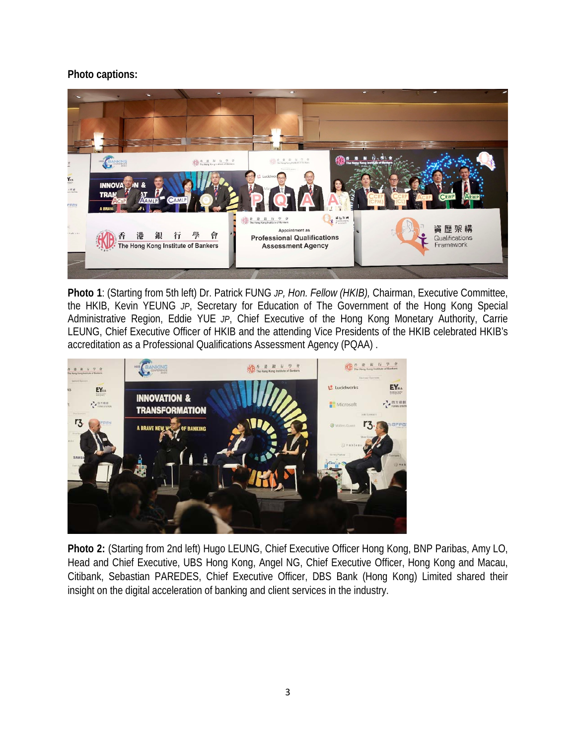**Photo captions:**

**Photo 1**: (Starting from 5th left) Dr. Patrick FUNG *JP, Hon. Fellow (HKIB),* Chairman, Executive Committee, the HKIB, Kevin YEUNG *JP*, Secretary for Education of The Government of the Hong Kong Special Administrative Region, Eddie YUE *JP*, Chief Executive of the Hong Kong Monetary Authority, Carrie LEUNG, Chief Executive Officer of HKIB and the attending Vice Presidents of the HKIB celebrated HKIB's accreditation as a Professional Qualifications Assessment Agency (PQAA) .

**Photo 2:** (Starting from 2nd left) Hugo LEUNG, Chief Executive Officer Hong Kong, BNP Paribas, Amy LO, Head and Chief Executive, UBS Hong Kong, Angel NG, Chief Executive Officer, Hong Kong and Macau, Citibank, Sebastian PAREDES, Chief Executive Officer, DBS Bank (Hong Kong) Limited shared their insight on the digital acceleration of banking and client services in the industry.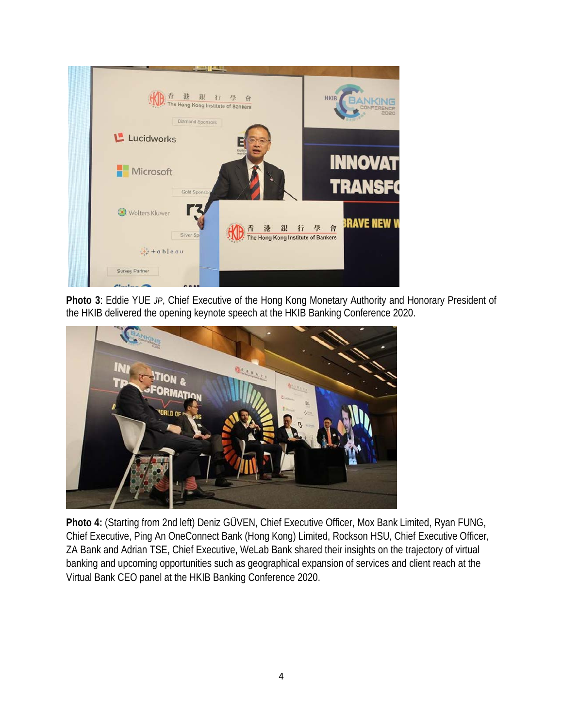**Photo 3**: Eddie YUE *JP*, Chief Executive of the Hong Kong Monetary Authority and Honorary President of the HKIB delivered the opening keynote speech at the HKIB Banking Conference 2020.

**Photo 4:** (Starting from 2nd left) Deniz GÜVEN, Chief Executive Officer, Mox Bank Limited, Ryan FUNG, Chief Executive, Ping An OneConnect Bank (Hong Kong) Limited, Rockson HSU, Chief Executive Officer, ZA Bank and Adrian TSE, Chief Executive, WeLab Bank shared their insights on the trajectory of virtual banking and upcoming opportunities such as geographical expansion of services and client reach at the Virtual Bank CEO panel at the HKIB Banking Conference 2020.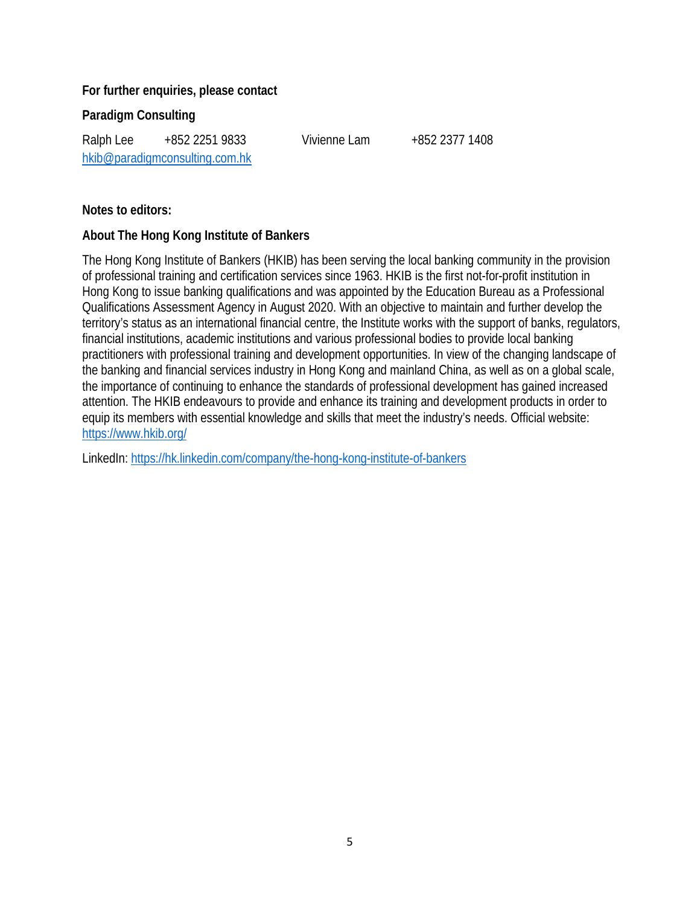**For further enquiries, please contact**

**Paradigm Consulting**

Ralph Lee +852 2251 9833 Vivienne Lam +852 2377 1408
[hkib@paradigmconsulting.com.hk](mailto:hkib@paradigmconsulting.com.hk)

**Notes to editors:**

**About The Hong Kong Institute of Bankers**

The Hong Kong Institute of Bankers (HKIB) has been serving the local banking community in the provision of professional training and certification services since 1963. HKIB is the first not-for-profit institution in Hong Kong to issue banking qualifications and was appointed by the Education Bureau as a Professional Qualifications Assessment Agency in August 2020. With an objective to maintain and further develop the territory's status as an international financial centre, the Institute works with the support of banks, regulators, financial institutions, academic institutions and various professional bodies to provide local banking practitioners with professional training and development opportunities. In view of the changing landscape of the banking and financial services industry in Hong Kong and mainland China, as well as on a global scale, the importance of continuing to enhance the standards of professional development has gained increased attention. The HKIB endeavours to provide and enhance its training and development products in order to equip its members with essential knowledge and skills that meet the industry's needs. Official website: [https://www.hkib.org/](https://www.hkib.org/)

LinkedIn: [https://hk.linkedin.com/company/the-hong-kong-institute-of-bankers](https://hk.linkedin.com/company/the-hong-kong-institute-of-bankers)